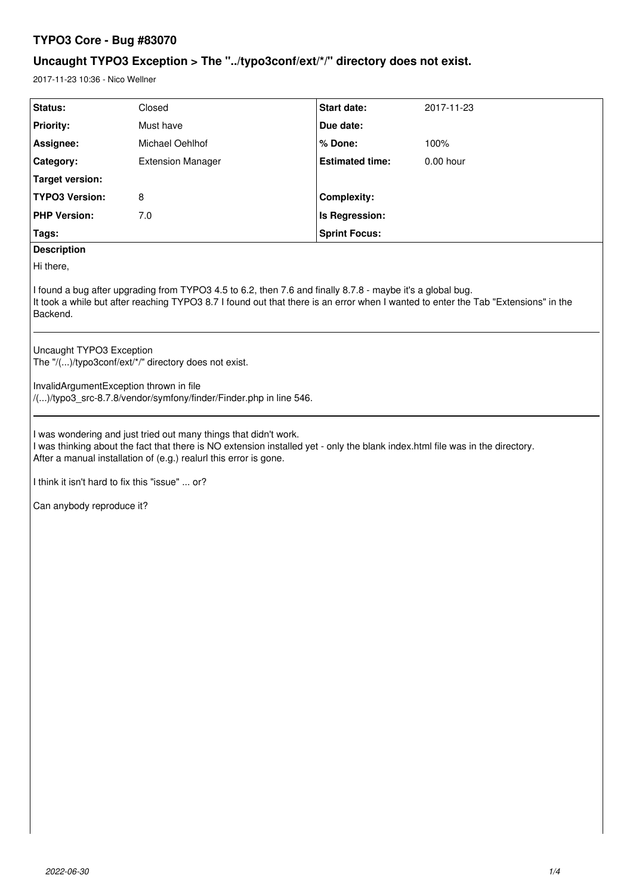# TYPO3 Core - Bug #83070

## Uncaught TYPO3 Exception > The "../typo3conf/ext/*/" directory does not exist.

2017-11-23 10:36 - Nico Wellner

| Status: | Closed | Start date: | 2017-11-23 |
|---|---|---|---|
| Priority: | Must have | Due date: | |
| Assignee: | Michael Oehlhof | % Done: | 100% |
| Category: | Extension Manager | Estimated time: | 0.00 hour |
| Target version: | | | |
| TYPO3 Version: | 8 | Complexity: | |
| PHP Version: | 7.0 | Is Regression: | |
| Tags: | | Sprint Focus: | |

**Description**

Hi there,

I found a bug after upgrading from TYPO3 4.5 to 6.2, then 7.6 and finally 8.7.8 - maybe it's a global bug.
It took a while but after reaching TYPO3 8.7 I found out that there is an error when I wanted to enter the Tab "Extensions" in the Backend.

---

Uncaught TYPO3 Exception
The "/(...)/typo3conf/ext/*/" directory does not exist.

InvalidArgumentException thrown in file
/(...)/typo3_src-8.7.8/vendor/symfony/finder/Finder.php in line 546.

---

I was wondering and just tried out many things that didn't work.
I was thinking about the fact that there is NO extension installed yet - only the blank index.html file was in the directory.
After a manual installation of (e.g.) realurl this error is gone.

I think it isn't hard to fix this "issue" ... or?

Can anybody reproduce it?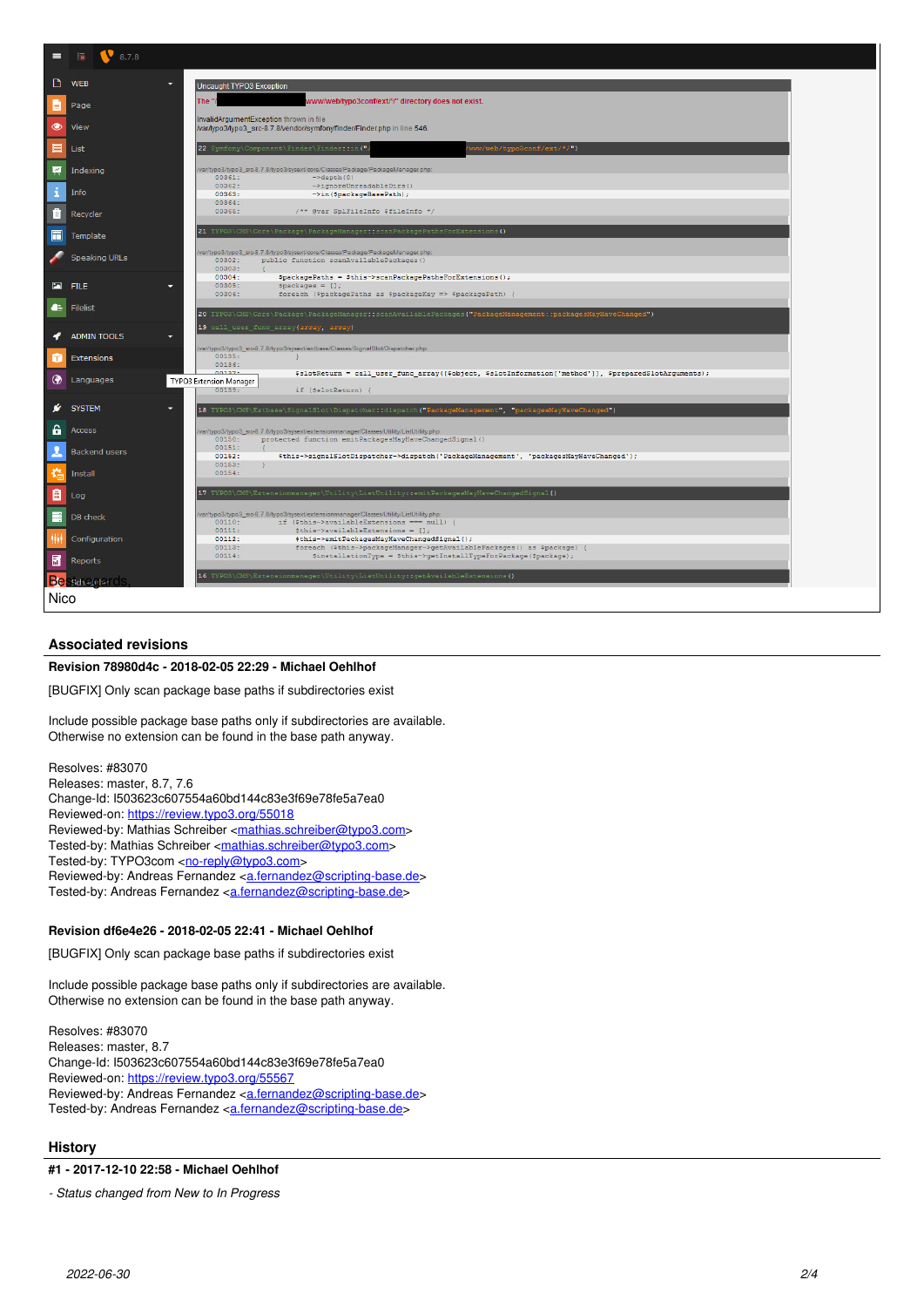Best regards,
Nico

## Associated revisions

### Revision 78980d4c - 2018-02-05 22:29 - Michael Oehlhof

[BUGFIX] Only scan package base paths if subdirectories exist

Include possible package base paths only if subdirectories are available.
Otherwise no extension can be found in the base path anyway.

Resolves: #83070
Releases: master, 8.7, 7.6
Change-Id: I503623c607554a60bd144c83e3f69e78fe5a7ea0
Reviewed-on: https://review.typo3.org/55018
Reviewed-by: Mathias Schreiber <mathias.schreiber@typo3.com>
Tested-by: Mathias Schreiber <mathias.schreiber@typo3.com>
Tested-by: TYPO3com <no-reply@typo3.com>
Reviewed-by: Andreas Fernandez <a.fernandez@scripting-base.de>
Tested-by: Andreas Fernandez <a.fernandez@scripting-base.de>

### Revision df6e4e26 - 2018-02-05 22:41 - Michael Oehlhof

[BUGFIX] Only scan package base paths if subdirectories exist

Include possible package base paths only if subdirectories are available.
Otherwise no extension can be found in the base path anyway.

Resolves: #83070
Releases: master, 8.7
Change-Id: I503623c607554a60bd144c83e3f69e78fe5a7ea0
Reviewed-on: https://review.typo3.org/55567
Reviewed-by: Andreas Fernandez <a.fernandez@scripting-base.de>
Tested-by: Andreas Fernandez <a.fernandez@scripting-base.de>

## History

### #1 - 2017-12-10 22:58 - Michael Oehlhof

- *Status changed from New to In Progress*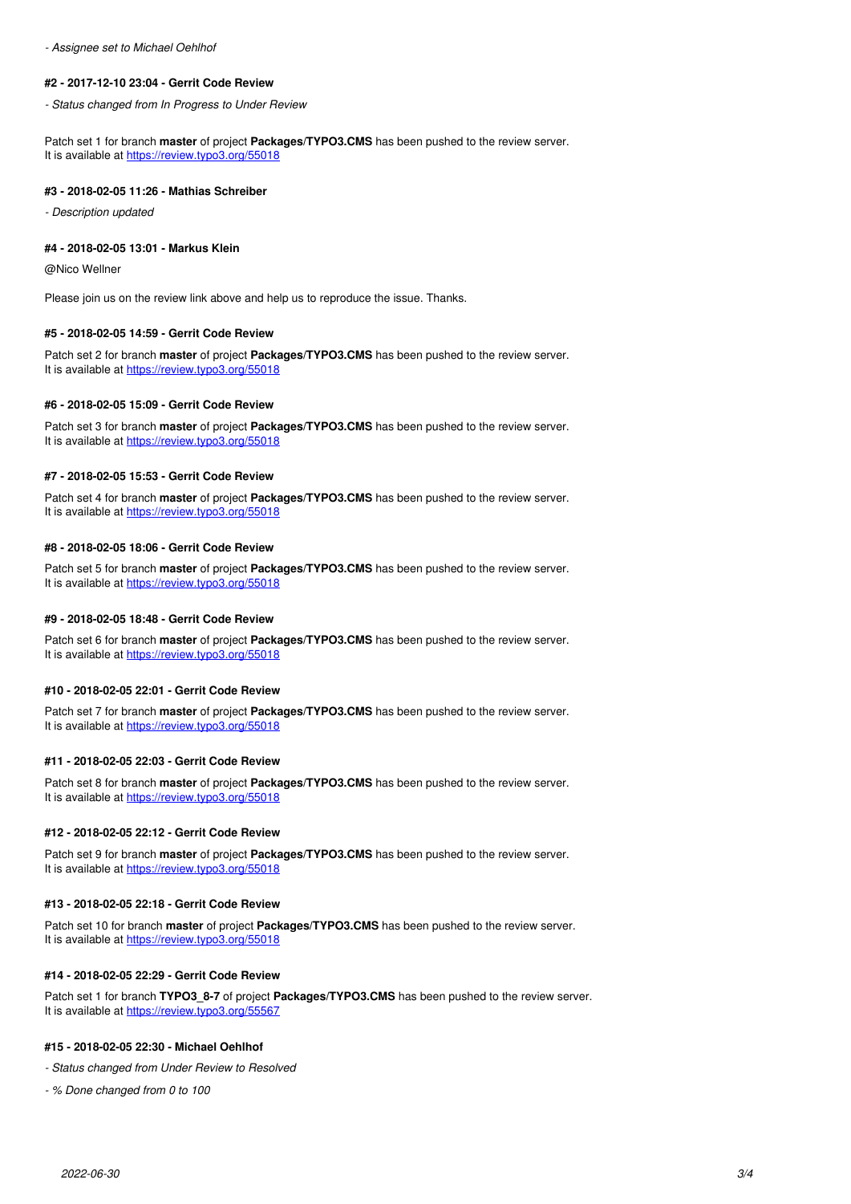- *Assignee set to Michael Oehlhof*

#### #2 - 2017-12-10 23:04 - Gerrit Code Review

- *Status changed from In Progress to Under Review*

Patch set 1 for branch **master** of project **Packages/TYPO3.CMS** has been pushed to the review server.
It is available at https://review.typo3.org/55018

#### #3 - 2018-02-05 11:26 - Mathias Schreiber

- *Description updated*

#### #4 - 2018-02-05 13:01 - Markus Klein

@Nico Wellner

Please join us on the review link above and help us to reproduce the issue. Thanks.

#### #5 - 2018-02-05 14:59 - Gerrit Code Review

Patch set 2 for branch **master** of project **Packages/TYPO3.CMS** has been pushed to the review server.
It is available at https://review.typo3.org/55018

#### #6 - 2018-02-05 15:09 - Gerrit Code Review

Patch set 3 for branch **master** of project **Packages/TYPO3.CMS** has been pushed to the review server.
It is available at https://review.typo3.org/55018

#### #7 - 2018-02-05 15:53 - Gerrit Code Review

Patch set 4 for branch **master** of project **Packages/TYPO3.CMS** has been pushed to the review server.
It is available at https://review.typo3.org/55018

#### #8 - 2018-02-05 18:06 - Gerrit Code Review

Patch set 5 for branch **master** of project **Packages/TYPO3.CMS** has been pushed to the review server.
It is available at https://review.typo3.org/55018

#### #9 - 2018-02-05 18:48 - Gerrit Code Review

Patch set 6 for branch **master** of project **Packages/TYPO3.CMS** has been pushed to the review server.
It is available at https://review.typo3.org/55018

#### #10 - 2018-02-05 22:01 - Gerrit Code Review

Patch set 7 for branch **master** of project **Packages/TYPO3.CMS** has been pushed to the review server.
It is available at https://review.typo3.org/55018

#### #11 - 2018-02-05 22:03 - Gerrit Code Review

Patch set 8 for branch **master** of project **Packages/TYPO3.CMS** has been pushed to the review server.
It is available at https://review.typo3.org/55018

#### #12 - 2018-02-05 22:12 - Gerrit Code Review

Patch set 9 for branch **master** of project **Packages/TYPO3.CMS** has been pushed to the review server.
It is available at https://review.typo3.org/55018

#### #13 - 2018-02-05 22:18 - Gerrit Code Review

Patch set 10 for branch **master** of project **Packages/TYPO3.CMS** has been pushed to the review server.
It is available at https://review.typo3.org/55018

#### #14 - 2018-02-05 22:29 - Gerrit Code Review

Patch set 1 for branch **TYPO3_8-7** of project **Packages/TYPO3.CMS** has been pushed to the review server.
It is available at https://review.typo3.org/55567

#### #15 - 2018-02-05 22:30 - Michael Oehlhof

- *Status changed from Under Review to Resolved*

- *% Done changed from 0 to 100*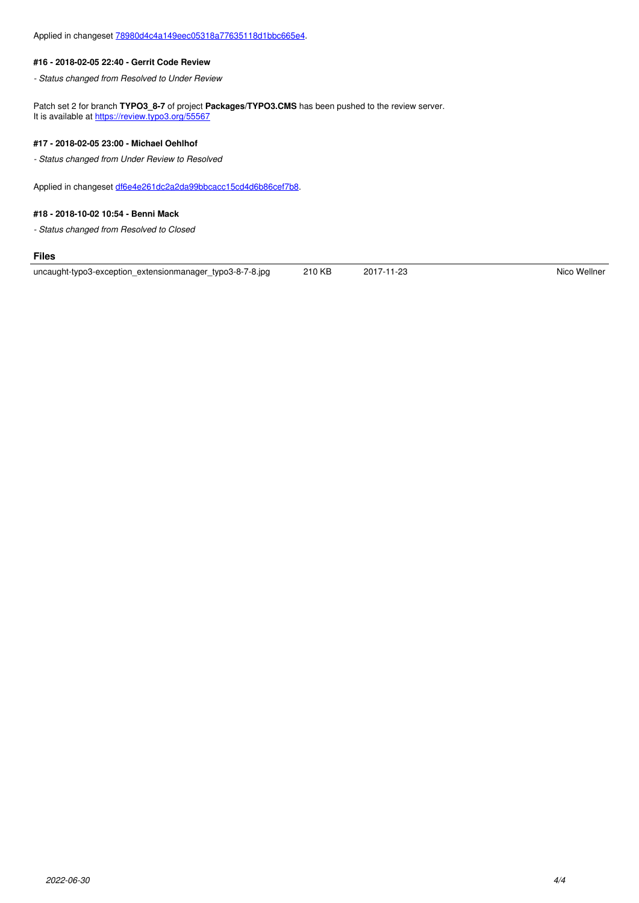Applied in changeset [78980d4c4a149eec05318a77635118d1bbc665e4](78980d4c4a149eec05318a77635118d1bbc665e4).

#### #16 - 2018-02-05 22:40 - Gerrit Code Review

*- Status changed from Resolved to Under Review*

Patch set 2 for branch **TYPO3_8-7** of project **Packages/TYPO3.CMS** has been pushed to the review server.
It is available at [https://review.typo3.org/55567](https://review.typo3.org/55567)

#### #17 - 2018-02-05 23:00 - Michael Oehlhof

*- Status changed from Under Review to Resolved*

Applied in changeset [df6e4e261dc2a2da99bbcacc15cd4d6b86cef7b8](df6e4e261dc2a2da99bbcacc15cd4d6b86cef7b8).

#### #18 - 2018-10-02 10:54 - Benni Mack

*- Status changed from Resolved to Closed*

### Files

| | | | |
|---|---|---|---|
| uncaught-typo3-exception_extensionmanager_typo3-8-7-8.jpg | 210 KB | 2017-11-23 | Nico Wellner |